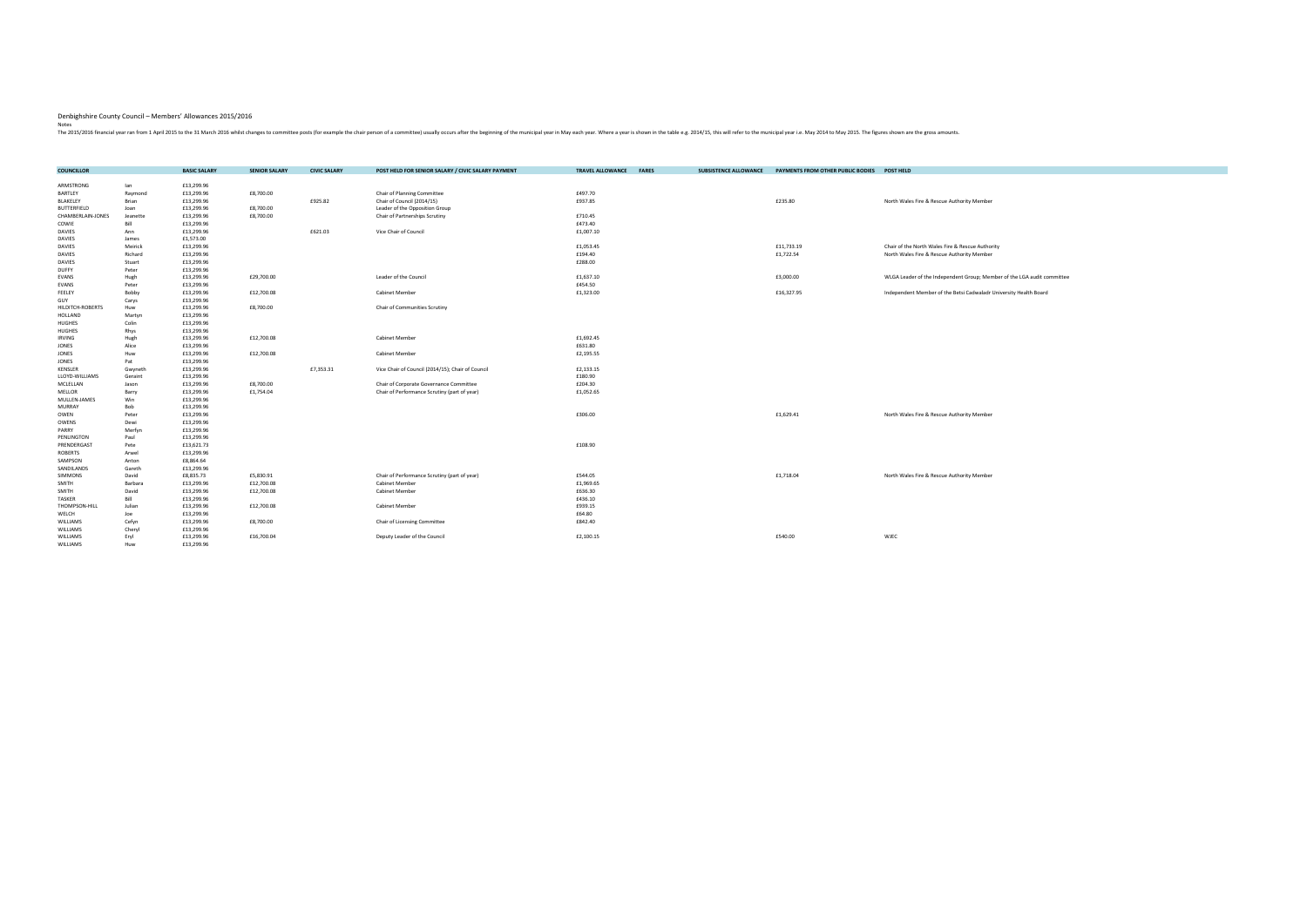Denbighshire County Council – Members' Allowances 2015/2016

Notes

The 2015/2016 financial year ran from 1 April 2015 to the 31 March 2016 whilst changes to committee posts (for example the chair person of a committee) usually occurs after the beginning of the municipal year in May each year. Where a year is shown in the table e.g. 2014/15, this will refer to the municipal year i.e. May 2014 to May 2015. The figures shown are the gross amounts.

| COUNCILLOR | | BASIC SALARY | SENIOR SALARY | CIVIC SALARY | POST HELD FOR SENIOR SALARY / CIVIC SALARY PAYMENT | TRAVEL ALLOWANCE | FARES | SUBSISTENCE ALLOWANCE | PAYMENTS FROM OTHER PUBLIC BODIES | POST HELD |
|---|---|---|---|---|---|---|---|---|---|---|
| ARMSTRONG | Ian | £13,299.96 | | | | | | | | |
| BARTLEY | Raymond | £13,299.96 | £8,700.00 | | Chair of Planning Committee | £497.70 | | | | |
| BLAKELEY | Brian | £13,299.96 | | £925.82 | Chair of Council (2014/15) | £937.85 | | | £235.80 | North Wales Fire & Rescue Authority Member |
| BUTTERFIELD | Joan | £13,299.96 | £8,700.00 | | Leader of the Opposition Group | | | | | |
| CHAMBERLAIN-JONES | Jeanette | £13,299.96 | £8,700.00 | | Chair of Partnerships Scrutiny | £710.45 | | | | |
| COWIE | Bill | £13,299.96 | | | | £473.40 | | | | |
| DAVIES | Ann | £13,299.96 | | £621.03 | Vice Chair of Council | £1,007.10 | | | | |
| DAVIES | James | £1,573.00 | | | | | | | | |
| DAVIES | Meirick | £13,299.96 | | | | £1,053.45 | | | £11,733.19 | Chair of the North Wales Fire & Rescue Authority |
| DAVIES | Richard | £13,299.96 | | | | £194.40 | | | £1,722.54 | North Wales Fire & Rescue Authority Member |
| DAVIES | Stuart | £13,299.96 | | | | £288.00 | | | | |
| DUFFY | Peter | £13,299.96 | | | | | | | | |
| EVANS | Hugh | £13,299.96 | £29,700.00 | | Leader of the Council | £1,637.10 | | | £3,000.00 | WLGA Leader of the Independent Group; Member of the LGA audit committee |
| EVANS | Peter | £13,299.96 | | | | £454.50 | | | | |
| FEELEY | Bobby | £13,299.96 | £12,700.08 | | Cabinet Member | £1,323.00 | | | £16,327.95 | Independent Member of the Betsi Cadwaladr University Health Board |
| GUY | Carys | £13,299.96 | | | | | | | | |
| HILDITCH-ROBERTS | Huw | £13,299.96 | £8,700.00 | | Chair of Communities Scrutiny | | | | | |
| HOLLAND | Martyn | £13,299.96 | | | | | | | | |
| HUGHES | Colin | £13,299.96 | | | | | | | | |
| HUGHES | Rhys | £13,299.96 | | | | | | | | |
| IRVING | Hugh | £13,299.96 | £12,700.08 | | Cabinet Member | £1,692.45 | | | | |
| JONES | Alice | £13,299.96 | | | | £631.80 | | | | |
| JONES | Huw | £13,299.96 | £12,700.08 | | Cabinet Member | £2,195.55 | | | | |
| JONES | Pat | £13,299.96 | | | | | | | | |
| KENSLER | Gwyneth | £13,299.96 | | £7,353.31 | Vice Chair of Council (2014/15); Chair of Council | £2,133.15 | | | | |
| LLOYD-WILLIAMS | Geraint | £13,299.96 | | | | £180.90 | | | | |
| MCLELLAN | Jason | £13,299.96 | £8,700.00 | | Chair of Corporate Governance Committee | £204.30 | | | | |
| MELLOR | Barry | £13,299.96 | £1,754.04 | | Chair of Performance Scrutiny (part of year) | £1,052.65 | | | | |
| MULLEN-JAMES | Win | £13,299.96 | | | | | | | | |
| MURRAY | Bob | £13,299.96 | | | | | | | | |
| OWEN | Peter | £13,299.96 | | | | £306.00 | | | £1,629.41 | North Wales Fire & Rescue Authority Member |
| OWENS | Dewi | £13,299.96 | | | | | | | | |
| PARRY | Merfyn | £13,299.96 | | | | | | | | |
| PENLINGTON | Paul | £13,299.96 | | | | | | | | |
| PRENDERGAST | Pete | £13,621.73 | | | | £108.90 | | | | |
| ROBERTS | Arwel | £13,299.96 | | | | | | | | |
| SAMPSON | Anton | £8,864.64 | | | | | | | | |
| SANDILANDS | Gareth | £13,299.96 | | | | | | | | |
| SIMMONS | David | £8,835.73 | £5,830.91 | | Chair of Performance Scrutiny (part of year) | £544.05 | | | £1,718.04 | North Wales Fire & Rescue Authority Member |
| SMITH | Barbara | £13,299.96 | £12,700.08 | | Cabinet Member | £1,969.65 | | | | |
| SMITH | David | £13,299.96 | £12,700.08 | | Cabinet Member | £636.30 | | | | |
| TASKER | Bill | £13,299.96 | | | | £436.10 | | | | |
| THOMPSON-HILL | Julian | £13,299.96 | £12,700.08 | | Cabinet Member | £939.15 | | | | |
| WELCH | Joe | £13,299.96 | | | | £64.80 | | | | |
| WILLIAMS | Cefyn | £13,299.96 | £8,700.00 | | Chair of Licensing Committee | £842.40 | | | | |
| WILLIAMS | Cheryl | £13,299.96 | | | | | | | | |
| WILLIAMS | Eryl | £13,299.96 | £16,700.04 | | Deputy Leader of the Council | £2,100.15 | | | £540.00 | WJEC |
| WILLIAMS | Huw | £13,299.96 | | | | | | | | |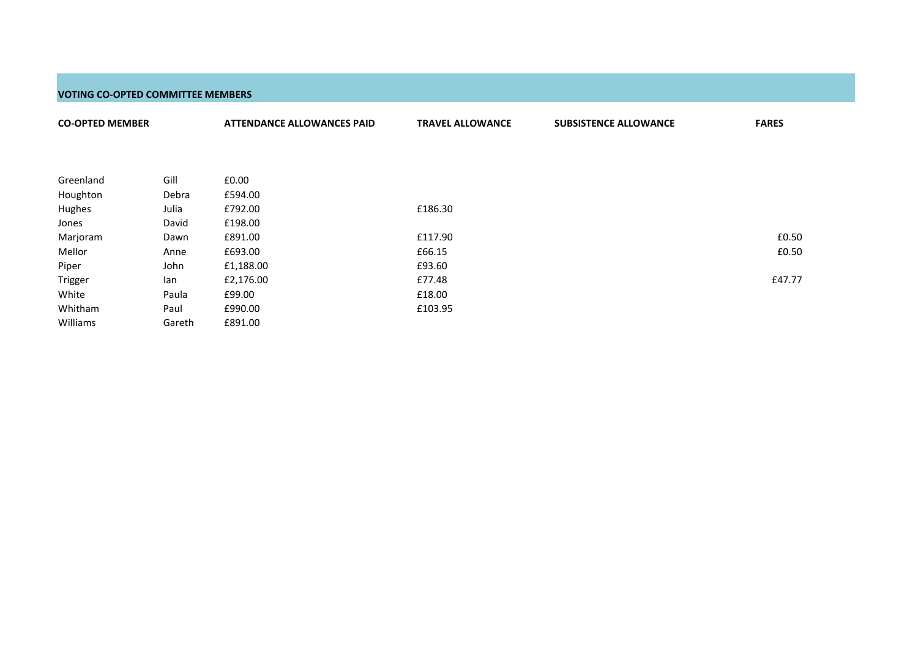## VOTING CO-OPTED COMMITTEE MEMBERS

| CO-OPTED MEMBER | | ATTENDANCE ALLOWANCES PAID | TRAVEL ALLOWANCE | SUBSISTENCE ALLOWANCE | FARES |
|---|---|---|---|---|---|
| Greenland | Gill | £0.00 | | | |
| Houghton | Debra | £594.00 | | | |
| Hughes | Julia | £792.00 | £186.30 | | |
| Jones | David | £198.00 | | | |
| Marjoram | Dawn | £891.00 | £117.90 | | £0.50 |
| Mellor | Anne | £693.00 | £66.15 | | £0.50 |
| Piper | John | £1,188.00 | £93.60 | | |
| Trigger | Ian | £2,176.00 | £77.48 | | £47.77 |
| White | Paula | £99.00 | £18.00 | | |
| Whitham | Paul | £990.00 | £103.95 | | |
| Williams | Gareth | £891.00 | | | |